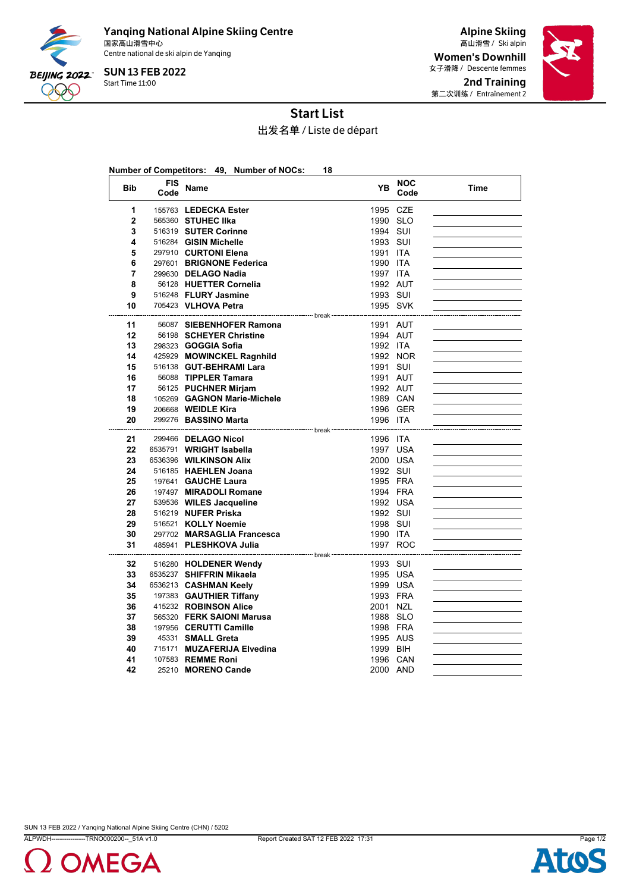**Yanqing National Alpine Skiing Centre**
国家高山滑雪中心
Centre national de ski alpin de Yanqing

**SUN 13 FEB 2022**
Start Time 11:00

**Alpine Skiing**
高山滑雪 / Ski alpin

**Women's Downhill**
女子滑降 / Descente femmes

**2nd Training**
第二次训练 / Entraînement 2

# Start List

出发名单 / Liste de départ

**Number of Competitors: 49, Number of NOCs: 18**

| Bib | FIS Code | Name | YB | NOC Code | Time |
|---|---|---|---|---|---|
| 1 | 155763 | **LEDECKA Ester** | 1995 | CZE | |
| 2 | 565360 | **STUHEC Ilka** | 1990 | SLO | |
| 3 | 516319 | **SUTER Corinne** | 1994 | SUI | |
| 4 | 516284 | **GISIN Michelle** | 1993 | SUI | |
| 5 | 297910 | **CURTONI Elena** | 1991 | ITA | |
| 6 | 297601 | **BRIGNONE Federica** | 1990 | ITA | |
| 7 | 299630 | **DELAGO Nadia** | 1997 | ITA | |
| 8 | 56128 | **HUETTER Cornelia** | 1992 | AUT | |
| 9 | 516248 | **FLURY Jasmine** | 1993 | SUI | |
| 10 | 705423 | **VLHOVA Petra** | 1995 | SVK | |
| | | break | | | |
| 11 | 56087 | **SIEBENHOFER Ramona** | 1991 | AUT | |
| 12 | 56198 | **SCHEYER Christine** | 1994 | AUT | |
| 13 | 298323 | **GOGGIA Sofia** | 1992 | ITA | |
| 14 | 425929 | **MOWINCKEL Ragnhild** | 1992 | NOR | |
| 15 | 516138 | **GUT-BEHRAMI Lara** | 1991 | SUI | |
| 16 | 56088 | **TIPPLER Tamara** | 1991 | AUT | |
| 17 | 56125 | **PUCHNER Mirjam** | 1992 | AUT | |
| 18 | 105269 | **GAGNON Marie-Michele** | 1989 | CAN | |
| 19 | 206668 | **WEIDLE Kira** | 1996 | GER | |
| 20 | 299276 | **BASSINO Marta** | 1996 | ITA | |
| | | break | | | |
| 21 | 299466 | **DELAGO Nicol** | 1996 | ITA | |
| 22 | 6535791 | **WRIGHT Isabella** | 1997 | USA | |
| 23 | 6536396 | **WILKINSON Alix** | 2000 | USA | |
| 24 | 516185 | **HAEHLEN Joana** | 1992 | SUI | |
| 25 | 197641 | **GAUCHE Laura** | 1995 | FRA | |
| 26 | 197497 | **MIRADOLI Romane** | 1994 | FRA | |
| 27 | 539536 | **WILES Jacqueline** | 1992 | USA | |
| 28 | 516219 | **NUFER Priska** | 1992 | SUI | |
| 29 | 516521 | **KOLLY Noemie** | 1998 | SUI | |
| 30 | 297702 | **MARSAGLIA Francesca** | 1990 | ITA | |
| 31 | 485941 | **PLESHKOVA Julia** | 1997 | ROC | |
| | | break | | | |
| 32 | 516280 | **HOLDENER Wendy** | 1993 | SUI | |
| 33 | 6535237 | **SHIFFRIN Mikaela** | 1995 | USA | |
| 34 | 6536213 | **CASHMAN Keely** | 1999 | USA | |
| 35 | 197383 | **GAUTHIER Tiffany** | 1993 | FRA | |
| 36 | 415232 | **ROBINSON Alice** | 2001 | NZL | |
| 37 | 565320 | **FERK SAIONI Marusa** | 1988 | SLO | |
| 38 | 197956 | **CERUTTI Camille** | 1998 | FRA | |
| 39 | 45331 | **SMALL Greta** | 1995 | AUS | |
| 40 | 715171 | **MUZAFERIJA Elvedina** | 1999 | BIH | |
| 41 | 107583 | **REMME Roni** | 1996 | CAN | |
| 42 | 25210 | **MORENO Cande** | 2000 | AND | |

SUN 13 FEB 2022 / Yanqing National Alpine Skiing Centre (CHN) / 5202
ALPWDH----------------TRNO000200--_51A v1.0 Report Created SAT 12 FEB 2022 17:31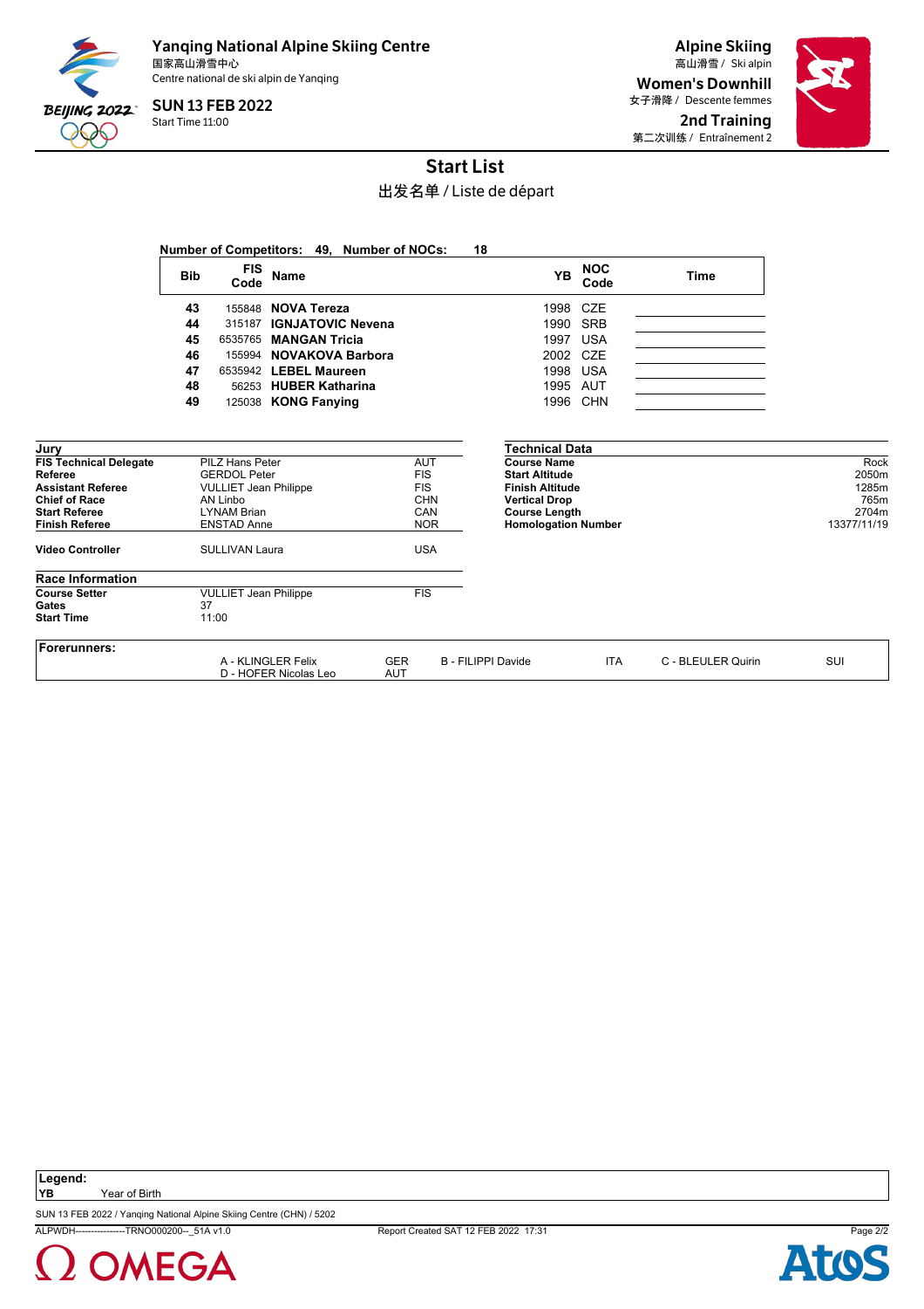Yanqing National Alpine Skiing Centre
国家高山滑雪中心
Centre national de ski alpin de Yanqing

SUN 13 FEB 2022
Start Time 11:00

Alpine Skiing
高山滑雪 / Ski alpin

Women's Downhill
女子滑降 / Descente femmes

2nd Training
第二次训练 / Entraînement 2

# Start List

出发名单 / Liste de départ

**Number of Competitors: 49, Number of NOCs: 18**

| Bib | FIS Code | Name | YB | NOC Code | Time |
|---|---|---|---|---|---|
| 43 | 155848 | **NOVA Tereza** | 1998 | CZE | |
| 44 | 315187 | **IGNJATOVIC Nevena** | 1990 | SRB | |
| 45 | 6535765 | **MANGAN Tricia** | 1997 | USA | |
| 46 | 155994 | **NOVAKOVA Barbora** | 2002 | CZE | |
| 47 | 6535942 | **LEBEL Maureen** | 1998 | USA | |
| 48 | 56253 | **HUBER Katharina** | 1995 | AUT | |
| 49 | 125038 | **KONG Fanying** | 1996 | CHN | |

## Jury

| | | |
|---|---|---|
| **FIS Technical Delegate** | PILZ Hans Peter | AUT |
| **Referee** | GERDOL Peter | FIS |
| **Assistant Referee** | VULLIET Jean Philippe | FIS |
| **Chief of Race** | AN Linbo | CHN |
| **Start Referee** | LYNAM Brian | CAN |
| **Finish Referee** | ENSTAD Anne | NOR |
| **Video Controller** | SULLIVAN Laura | USA |

## Technical Data

| | |
|---|---|
| **Course Name** | Rock |
| **Start Altitude** | 2050m |
| **Finish Altitude** | 1285m |
| **Vertical Drop** | 765m |
| **Course Length** | 2704m |
| **Homologation Number** | 13377/11/19 |

## Race Information

| | | |
|---|---|---|
| **Course Setter** | VULLIET Jean Philippe | FIS |
| **Gates** | 37 | |
| **Start Time** | 11:00 | |

**Forerunners:**

| | | | | | |
|---|---|---|---|---|---|
| A - KLINGLER Felix | GER | B - FILIPPI Davide | ITA | C - BLEULER Quirin | SUI |
| D - HOFER Nicolas Leo | AUT | | | | |

**Legend:**
**YB** Year of Birth

SUN 13 FEB 2022 / Yanqing National Alpine Skiing Centre (CHN) / 5202

ALPWDH----------------TRNO000200--_51A v1.0 Report Created SAT 12 FEB 2022 17:31